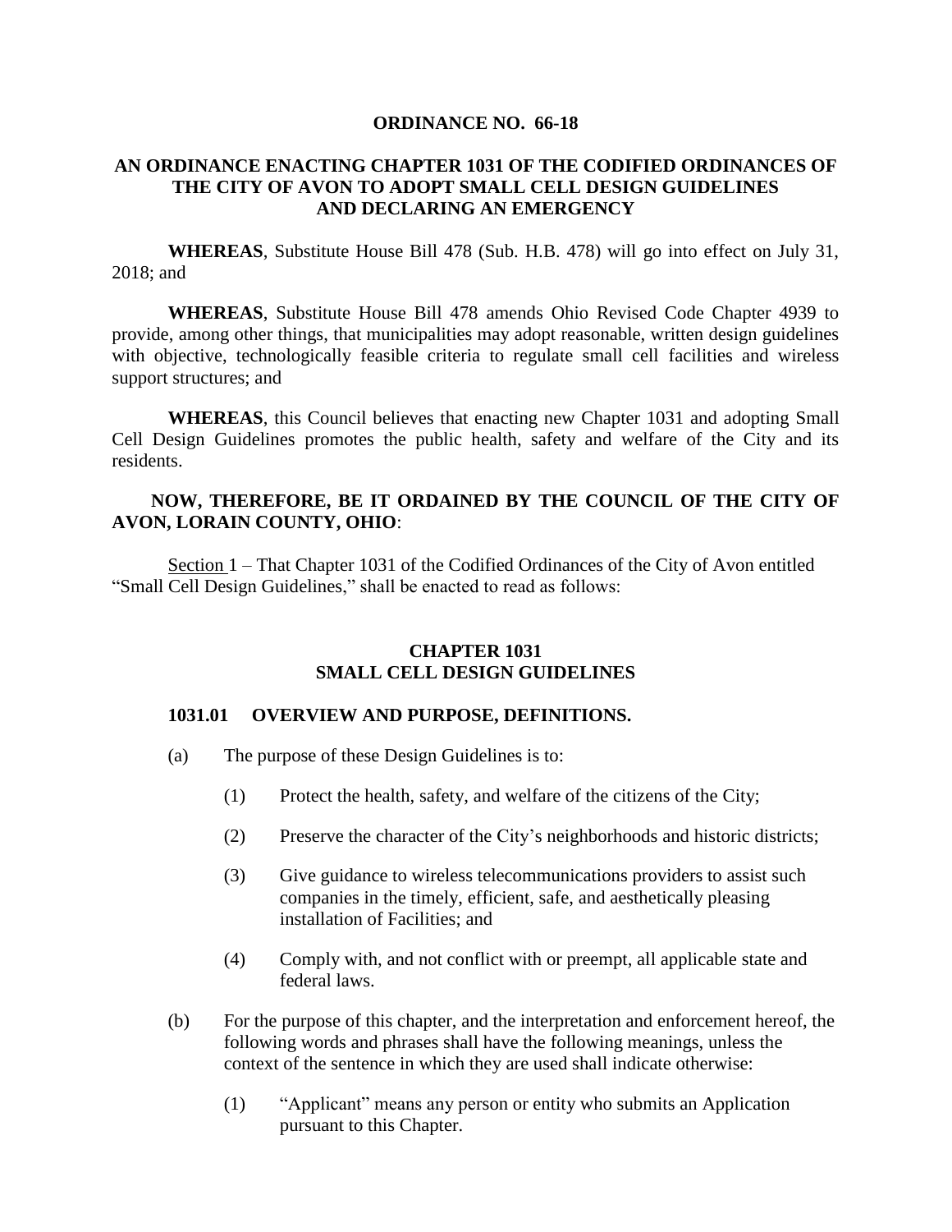**ORDINANCE NO. 66-18**

**AN ORDINANCE ENACTING CHAPTER 1031 OF THE CODIFIED ORDINANCES OF THE CITY OF AVON TO ADOPT SMALL CELL DESIGN GUIDELINES AND DECLARING AN EMERGENCY**

**WHEREAS**, Substitute House Bill 478 (Sub. H.B. 478) will go into effect on July 31, 2018; and

**WHEREAS**, Substitute House Bill 478 amends Ohio Revised Code Chapter 4939 to provide, among other things, that municipalities may adopt reasonable, written design guidelines with objective, technologically feasible criteria to regulate small cell facilities and wireless support structures; and

**WHEREAS**, this Council believes that enacting new Chapter 1031 and adopting Small Cell Design Guidelines promotes the public health, safety and welfare of the City and its residents.

**NOW, THEREFORE, BE IT ORDAINED BY THE COUNCIL OF THE CITY OF AVON, LORAIN COUNTY, OHIO**:

Section 1 – That Chapter 1031 of the Codified Ordinances of the City of Avon entitled "Small Cell Design Guidelines," shall be enacted to read as follows:

**CHAPTER 1031**
**SMALL CELL DESIGN GUIDELINES**

**1031.01 OVERVIEW AND PURPOSE, DEFINITIONS.**

(a) The purpose of these Design Guidelines is to:

(1) Protect the health, safety, and welfare of the citizens of the City;

(2) Preserve the character of the City's neighborhoods and historic districts;

(3) Give guidance to wireless telecommunications providers to assist such companies in the timely, efficient, safe, and aesthetically pleasing installation of Facilities; and

(4) Comply with, and not conflict with or preempt, all applicable state and federal laws.

(b) For the purpose of this chapter, and the interpretation and enforcement hereof, the following words and phrases shall have the following meanings, unless the context of the sentence in which they are used shall indicate otherwise:

(1) "Applicant" means any person or entity who submits an Application pursuant to this Chapter.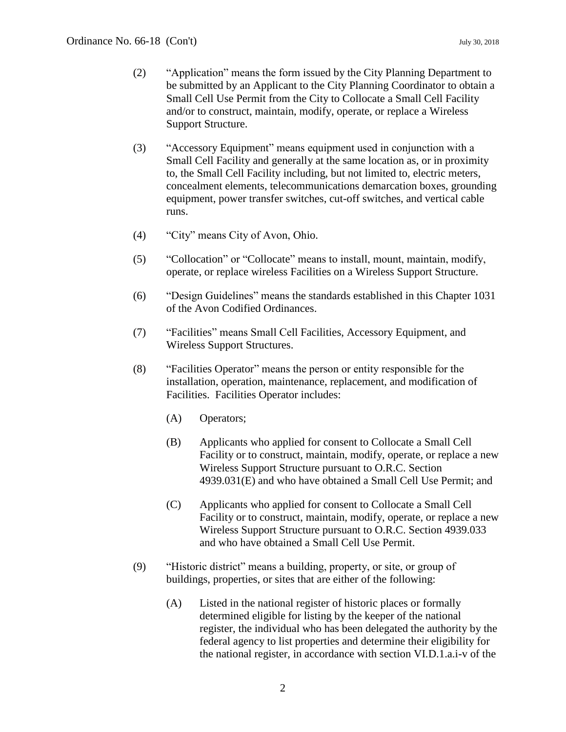(2) "Application" means the form issued by the City Planning Department to be submitted by an Applicant to the City Planning Coordinator to obtain a Small Cell Use Permit from the City to Collocate a Small Cell Facility and/or to construct, maintain, modify, operate, or replace a Wireless Support Structure.

(3) "Accessory Equipment" means equipment used in conjunction with a Small Cell Facility and generally at the same location as, or in proximity to, the Small Cell Facility including, but not limited to, electric meters, concealment elements, telecommunications demarcation boxes, grounding equipment, power transfer switches, cut-off switches, and vertical cable runs.

(4) "City" means City of Avon, Ohio.

(5) "Collocation" or "Collocate" means to install, mount, maintain, modify, operate, or replace wireless Facilities on a Wireless Support Structure.

(6) "Design Guidelines" means the standards established in this Chapter 1031 of the Avon Codified Ordinances.

(7) "Facilities" means Small Cell Facilities, Accessory Equipment, and Wireless Support Structures.

(8) "Facilities Operator" means the person or entity responsible for the installation, operation, maintenance, replacement, and modification of Facilities. Facilities Operator includes:

(A) Operators;

(B) Applicants who applied for consent to Collocate a Small Cell Facility or to construct, maintain, modify, operate, or replace a new Wireless Support Structure pursuant to O.R.C. Section 4939.031(E) and who have obtained a Small Cell Use Permit; and

(C) Applicants who applied for consent to Collocate a Small Cell Facility or to construct, maintain, modify, operate, or replace a new Wireless Support Structure pursuant to O.R.C. Section 4939.033 and who have obtained a Small Cell Use Permit.

(9) "Historic district" means a building, property, or site, or group of buildings, properties, or sites that are either of the following:

(A) Listed in the national register of historic places or formally determined eligible for listing by the keeper of the national register, the individual who has been delegated the authority by the federal agency to list properties and determine their eligibility for the national register, in accordance with section VI.D.1.a.i-v of the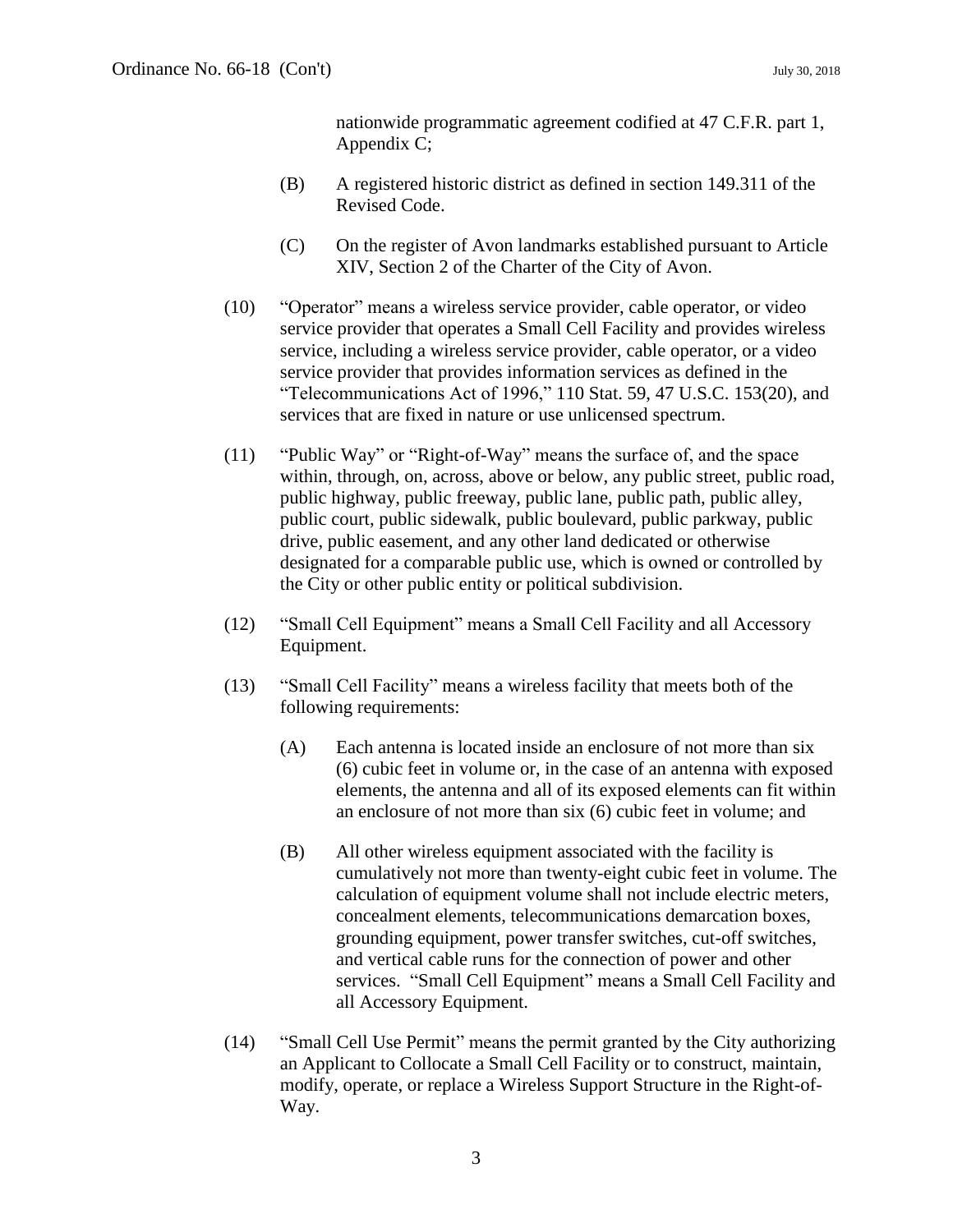nationwide programmatic agreement codified at 47 C.F.R. part 1, Appendix C;

(B) A registered historic district as defined in section 149.311 of the Revised Code.

(C) On the register of Avon landmarks established pursuant to Article XIV, Section 2 of the Charter of the City of Avon.

(10) “Operator” means a wireless service provider, cable operator, or video service provider that operates a Small Cell Facility and provides wireless service, including a wireless service provider, cable operator, or a video service provider that provides information services as defined in the “Telecommunications Act of 1996,” 110 Stat. 59, 47 U.S.C. 153(20), and services that are fixed in nature or use unlicensed spectrum.

(11) “Public Way” or “Right-of-Way” means the surface of, and the space within, through, on, across, above or below, any public street, public road, public highway, public freeway, public lane, public path, public alley, public court, public sidewalk, public boulevard, public parkway, public drive, public easement, and any other land dedicated or otherwise designated for a comparable public use, which is owned or controlled by the City or other public entity or political subdivision.

(12) “Small Cell Equipment” means a Small Cell Facility and all Accessory Equipment.

(13) “Small Cell Facility” means a wireless facility that meets both of the following requirements:

(A) Each antenna is located inside an enclosure of not more than six (6) cubic feet in volume or, in the case of an antenna with exposed elements, the antenna and all of its exposed elements can fit within an enclosure of not more than six (6) cubic feet in volume; and

(B) All other wireless equipment associated with the facility is cumulatively not more than twenty-eight cubic feet in volume. The calculation of equipment volume shall not include electric meters, concealment elements, telecommunications demarcation boxes, grounding equipment, power transfer switches, cut-off switches, and vertical cable runs for the connection of power and other services. “Small Cell Equipment” means a Small Cell Facility and all Accessory Equipment.

(14) “Small Cell Use Permit” means the permit granted by the City authorizing an Applicant to Collocate a Small Cell Facility or to construct, maintain, modify, operate, or replace a Wireless Support Structure in the Right-of-Way.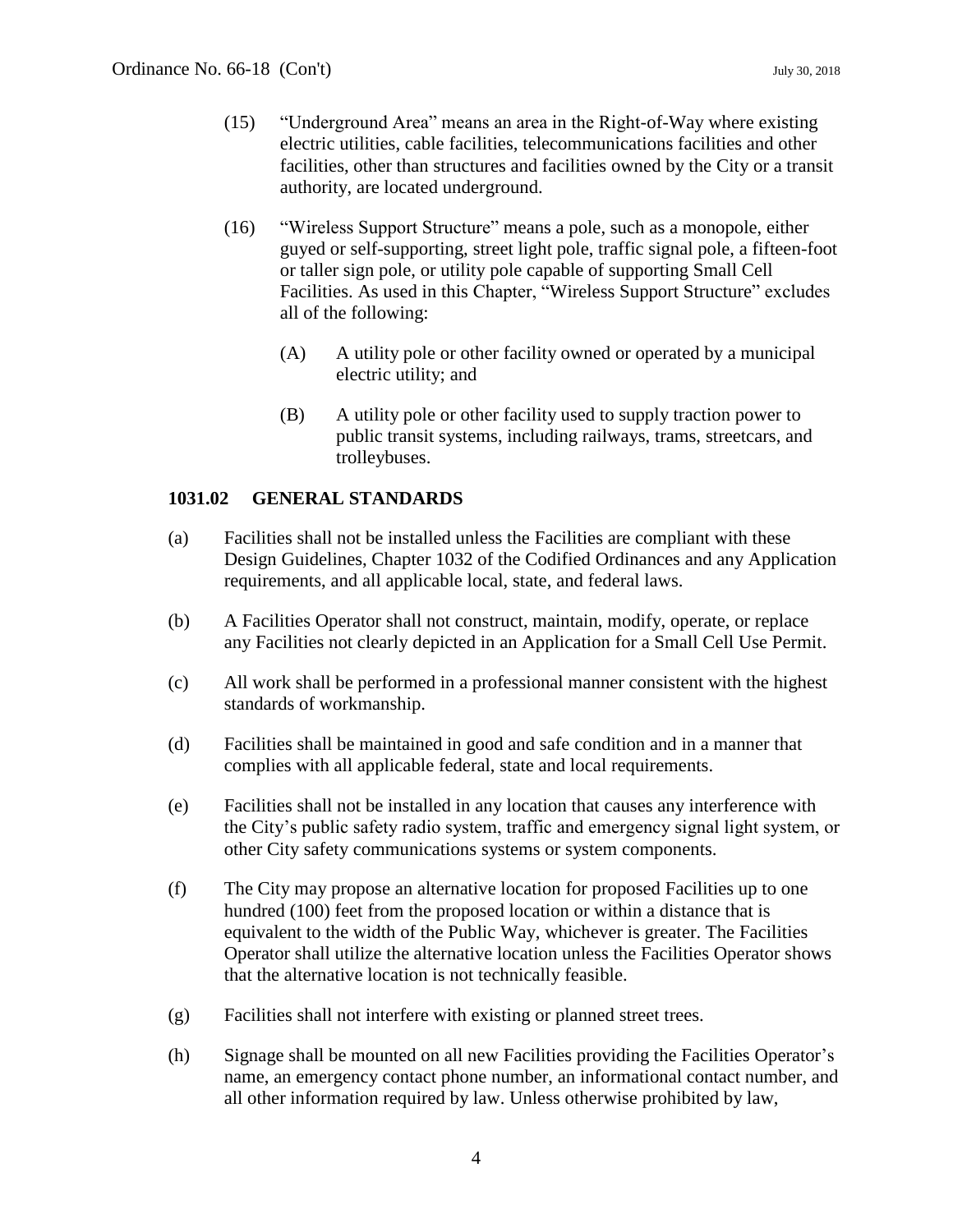(15) "Underground Area" means an area in the Right-of-Way where existing electric utilities, cable facilities, telecommunications facilities and other facilities, other than structures and facilities owned by the City or a transit authority, are located underground.

(16) "Wireless Support Structure" means a pole, such as a monopole, either guyed or self-supporting, street light pole, traffic signal pole, a fifteen-foot or taller sign pole, or utility pole capable of supporting Small Cell Facilities. As used in this Chapter, "Wireless Support Structure" excludes all of the following:

(A) A utility pole or other facility owned or operated by a municipal electric utility; and

(B) A utility pole or other facility used to supply traction power to public transit systems, including railways, trams, streetcars, and trolleybuses.

**1031.02 GENERAL STANDARDS**

(a) Facilities shall not be installed unless the Facilities are compliant with these Design Guidelines, Chapter 1032 of the Codified Ordinances and any Application requirements, and all applicable local, state, and federal laws.

(b) A Facilities Operator shall not construct, maintain, modify, operate, or replace any Facilities not clearly depicted in an Application for a Small Cell Use Permit.

(c) All work shall be performed in a professional manner consistent with the highest standards of workmanship.

(d) Facilities shall be maintained in good and safe condition and in a manner that complies with all applicable federal, state and local requirements.

(e) Facilities shall not be installed in any location that causes any interference with the City's public safety radio system, traffic and emergency signal light system, or other City safety communications systems or system components.

(f) The City may propose an alternative location for proposed Facilities up to one hundred (100) feet from the proposed location or within a distance that is equivalent to the width of the Public Way, whichever is greater. The Facilities Operator shall utilize the alternative location unless the Facilities Operator shows that the alternative location is not technically feasible.

(g) Facilities shall not interfere with existing or planned street trees.

(h) Signage shall be mounted on all new Facilities providing the Facilities Operator's name, an emergency contact phone number, an informational contact number, and all other information required by law. Unless otherwise prohibited by law,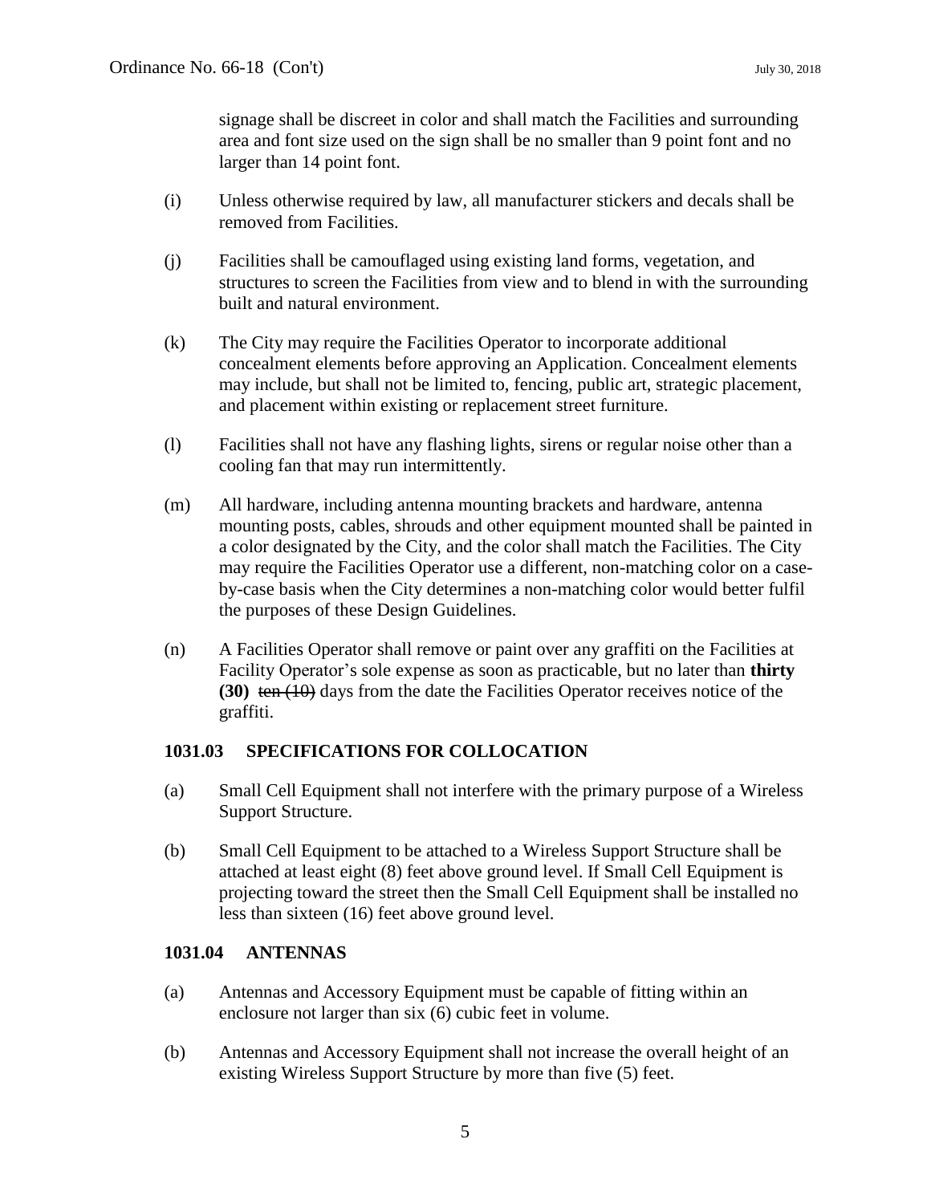signage shall be discreet in color and shall match the Facilities and surrounding area and font size used on the sign shall be no smaller than 9 point font and no larger than 14 point font.

(i) Unless otherwise required by law, all manufacturer stickers and decals shall be removed from Facilities.

(j) Facilities shall be camouflaged using existing land forms, vegetation, and structures to screen the Facilities from view and to blend in with the surrounding built and natural environment.

(k) The City may require the Facilities Operator to incorporate additional concealment elements before approving an Application. Concealment elements may include, but shall not be limited to, fencing, public art, strategic placement, and placement within existing or replacement street furniture.

(l) Facilities shall not have any flashing lights, sirens or regular noise other than a cooling fan that may run intermittently.

(m) All hardware, including antenna mounting brackets and hardware, antenna mounting posts, cables, shrouds and other equipment mounted shall be painted in a color designated by the City, and the color shall match the Facilities. The City may require the Facilities Operator use a different, non-matching color on a case-by-case basis when the City determines a non-matching color would better fulfil the purposes of these Design Guidelines.

(n) A Facilities Operator shall remove or paint over any graffiti on the Facilities at Facility Operator's sole expense as soon as practicable, but no later than **thirty (30)** ~~ten (10)~~ days from the date the Facilities Operator receives notice of the graffiti.

### 1031.03 SPECIFICATIONS FOR COLLOCATION

(a) Small Cell Equipment shall not interfere with the primary purpose of a Wireless Support Structure.

(b) Small Cell Equipment to be attached to a Wireless Support Structure shall be attached at least eight (8) feet above ground level. If Small Cell Equipment is projecting toward the street then the Small Cell Equipment shall be installed no less than sixteen (16) feet above ground level.

### 1031.04 ANTENNAS

(a) Antennas and Accessory Equipment must be capable of fitting within an enclosure not larger than six (6) cubic feet in volume.

(b) Antennas and Accessory Equipment shall not increase the overall height of an existing Wireless Support Structure by more than five (5) feet.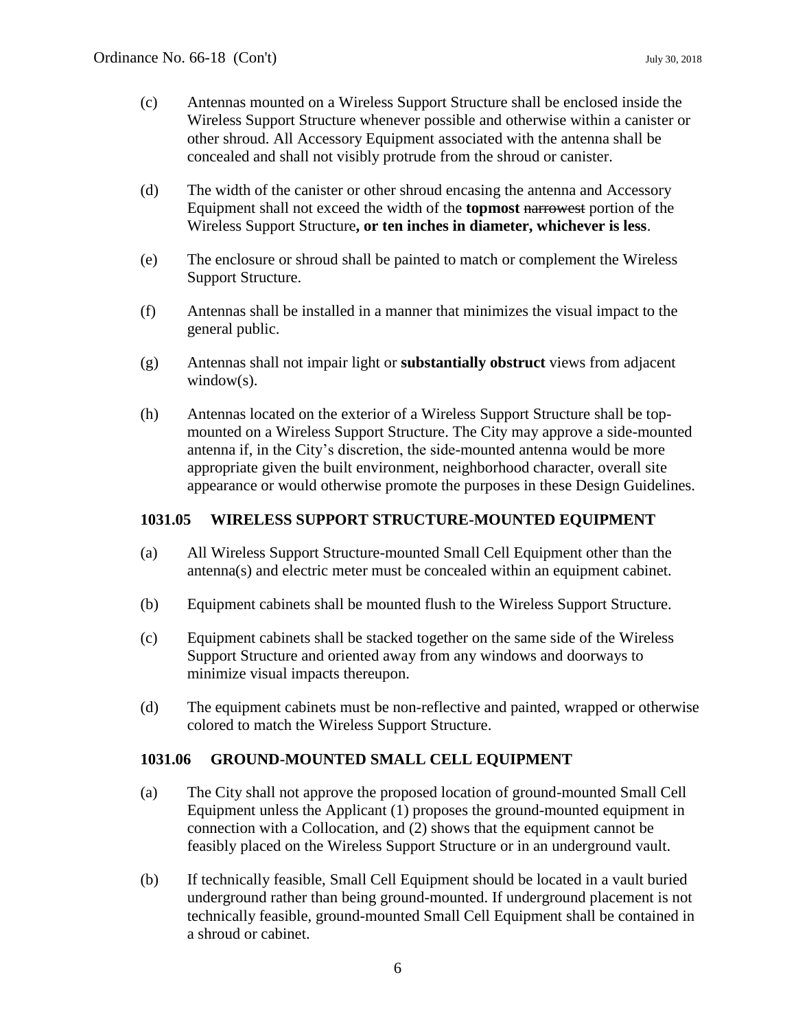(c) Antennas mounted on a Wireless Support Structure shall be enclosed inside the Wireless Support Structure whenever possible and otherwise within a canister or other shroud. All Accessory Equipment associated with the antenna shall be concealed and shall not visibly protrude from the shroud or canister.

(d) The width of the canister or other shroud encasing the antenna and Accessory Equipment shall not exceed the width of the **topmost** ~~narrowest~~ portion of the Wireless Support Structure**, or ten inches in diameter, whichever is less**.

(e) The enclosure or shroud shall be painted to match or complement the Wireless Support Structure.

(f) Antennas shall be installed in a manner that minimizes the visual impact to the general public.

(g) Antennas shall not impair light or **substantially obstruct** views from adjacent window(s).

(h) Antennas located on the exterior of a Wireless Support Structure shall be top-mounted on a Wireless Support Structure. The City may approve a side-mounted antenna if, in the City's discretion, the side-mounted antenna would be more appropriate given the built environment, neighborhood character, overall site appearance or would otherwise promote the purposes in these Design Guidelines.

**1031.05 WIRELESS SUPPORT STRUCTURE-MOUNTED EQUIPMENT**

(a) All Wireless Support Structure-mounted Small Cell Equipment other than the antenna(s) and electric meter must be concealed within an equipment cabinet.

(b) Equipment cabinets shall be mounted flush to the Wireless Support Structure.

(c) Equipment cabinets shall be stacked together on the same side of the Wireless Support Structure and oriented away from any windows and doorways to minimize visual impacts thereupon.

(d) The equipment cabinets must be non-reflective and painted, wrapped or otherwise colored to match the Wireless Support Structure.

**1031.06 GROUND-MOUNTED SMALL CELL EQUIPMENT**

(a) The City shall not approve the proposed location of ground-mounted Small Cell Equipment unless the Applicant (1) proposes the ground-mounted equipment in connection with a Collocation, and (2) shows that the equipment cannot be feasibly placed on the Wireless Support Structure or in an underground vault.

(b) If technically feasible, Small Cell Equipment should be located in a vault buried underground rather than being ground-mounted. If underground placement is not technically feasible, ground-mounted Small Cell Equipment shall be contained in a shroud or cabinet.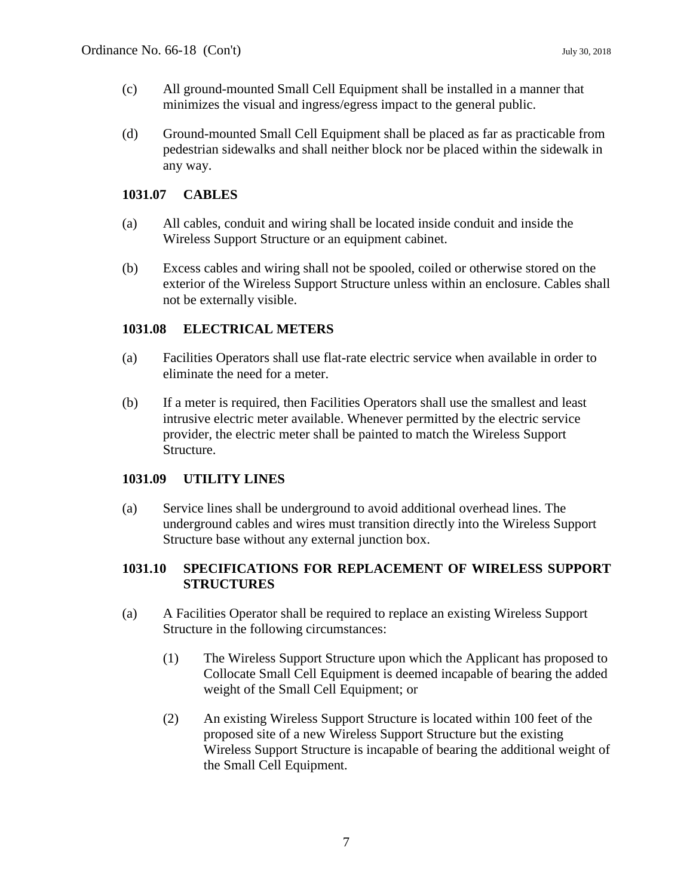(c) All ground-mounted Small Cell Equipment shall be installed in a manner that minimizes the visual and ingress/egress impact to the general public.

(d) Ground-mounted Small Cell Equipment shall be placed as far as practicable from pedestrian sidewalks and shall neither block nor be placed within the sidewalk in any way.

**1031.07 CABLES**

(a) All cables, conduit and wiring shall be located inside conduit and inside the Wireless Support Structure or an equipment cabinet.

(b) Excess cables and wiring shall not be spooled, coiled or otherwise stored on the exterior of the Wireless Support Structure unless within an enclosure. Cables shall not be externally visible.

**1031.08 ELECTRICAL METERS**

(a) Facilities Operators shall use flat-rate electric service when available in order to eliminate the need for a meter.

(b) If a meter is required, then Facilities Operators shall use the smallest and least intrusive electric meter available. Whenever permitted by the electric service provider, the electric meter shall be painted to match the Wireless Support Structure.

**1031.09 UTILITY LINES**

(a) Service lines shall be underground to avoid additional overhead lines. The underground cables and wires must transition directly into the Wireless Support Structure base without any external junction box.

**1031.10 SPECIFICATIONS FOR REPLACEMENT OF WIRELESS SUPPORT STRUCTURES**

(a) A Facilities Operator shall be required to replace an existing Wireless Support Structure in the following circumstances:

(1) The Wireless Support Structure upon which the Applicant has proposed to Collocate Small Cell Equipment is deemed incapable of bearing the added weight of the Small Cell Equipment; or

(2) An existing Wireless Support Structure is located within 100 feet of the proposed site of a new Wireless Support Structure but the existing Wireless Support Structure is incapable of bearing the additional weight of the Small Cell Equipment.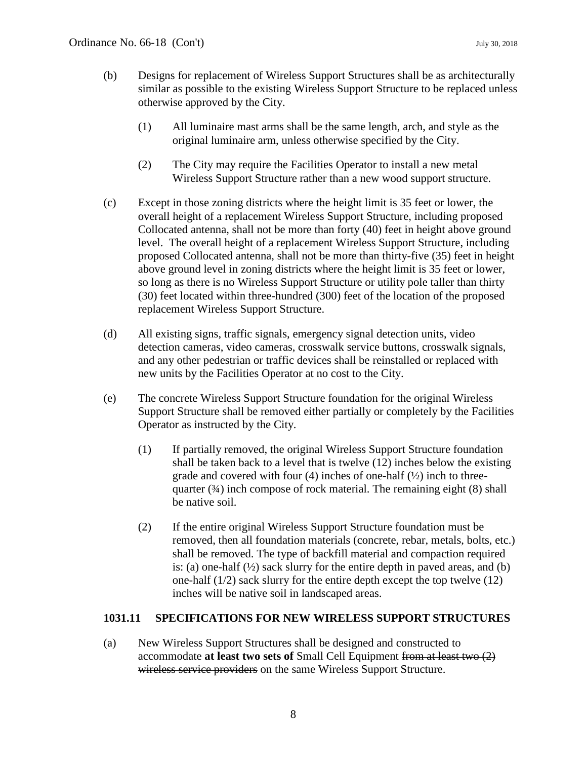(b) Designs for replacement of Wireless Support Structures shall be as architecturally similar as possible to the existing Wireless Support Structure to be replaced unless otherwise approved by the City.

(1) All luminaire mast arms shall be the same length, arch, and style as the original luminaire arm, unless otherwise specified by the City.

(2) The City may require the Facilities Operator to install a new metal Wireless Support Structure rather than a new wood support structure.

(c) Except in those zoning districts where the height limit is 35 feet or lower, the overall height of a replacement Wireless Support Structure, including proposed Collocated antenna, shall not be more than forty (40) feet in height above ground level. The overall height of a replacement Wireless Support Structure, including proposed Collocated antenna, shall not be more than thirty-five (35) feet in height above ground level in zoning districts where the height limit is 35 feet or lower, so long as there is no Wireless Support Structure or utility pole taller than thirty (30) feet located within three-hundred (300) feet of the location of the proposed replacement Wireless Support Structure.

(d) All existing signs, traffic signals, emergency signal detection units, video detection cameras, video cameras, crosswalk service buttons, crosswalk signals, and any other pedestrian or traffic devices shall be reinstalled or replaced with new units by the Facilities Operator at no cost to the City.

(e) The concrete Wireless Support Structure foundation for the original Wireless Support Structure shall be removed either partially or completely by the Facilities Operator as instructed by the City.

(1) If partially removed, the original Wireless Support Structure foundation shall be taken back to a level that is twelve (12) inches below the existing grade and covered with four (4) inches of one-half (½) inch to three-quarter (¾) inch compose of rock material. The remaining eight (8) shall be native soil.

(2) If the entire original Wireless Support Structure foundation must be removed, then all foundation materials (concrete, rebar, metals, bolts, etc.) shall be removed. The type of backfill material and compaction required is: (a) one-half (½) sack slurry for the entire depth in paved areas, and (b) one-half (1/2) sack slurry for the entire depth except the top twelve (12) inches will be native soil in landscaped areas.

### 1031.11 SPECIFICATIONS FOR NEW WIRELESS SUPPORT STRUCTURES

(a) New Wireless Support Structures shall be designed and constructed to accommodate **at least two sets of** Small Cell Equipment ~~from at least two (2) wireless service providers~~ on the same Wireless Support Structure.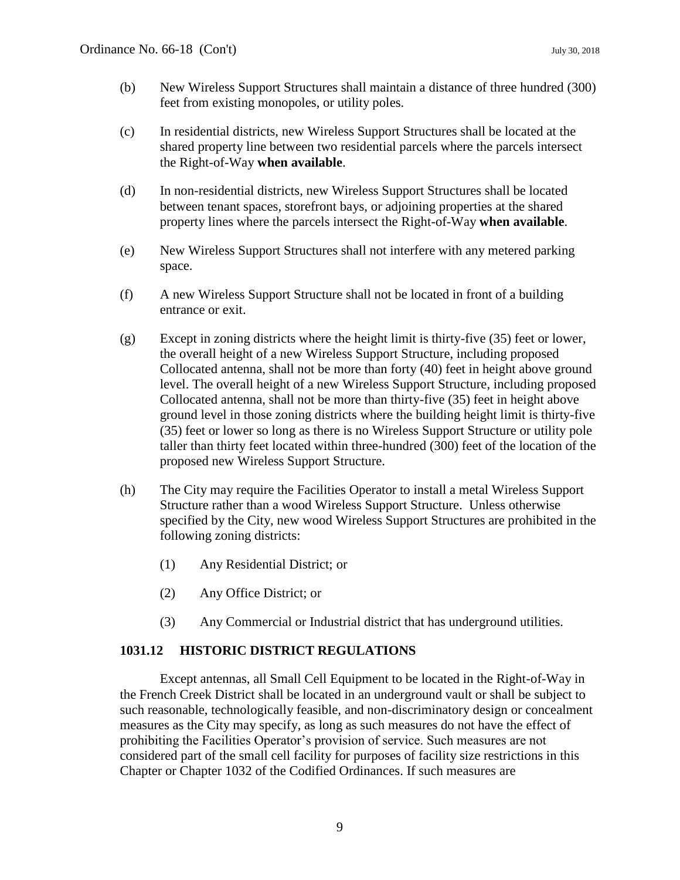(b) New Wireless Support Structures shall maintain a distance of three hundred (300) feet from existing monopoles, or utility poles.

(c) In residential districts, new Wireless Support Structures shall be located at the shared property line between two residential parcels where the parcels intersect the Right-of-Way **when available**.

(d) In non-residential districts, new Wireless Support Structures shall be located between tenant spaces, storefront bays, or adjoining properties at the shared property lines where the parcels intersect the Right-of-Way **when available**.

(e) New Wireless Support Structures shall not interfere with any metered parking space.

(f) A new Wireless Support Structure shall not be located in front of a building entrance or exit.

(g) Except in zoning districts where the height limit is thirty-five (35) feet or lower, the overall height of a new Wireless Support Structure, including proposed Collocated antenna, shall not be more than forty (40) feet in height above ground level. The overall height of a new Wireless Support Structure, including proposed Collocated antenna, shall not be more than thirty-five (35) feet in height above ground level in those zoning districts where the building height limit is thirty-five (35) feet or lower so long as there is no Wireless Support Structure or utility pole taller than thirty feet located within three-hundred (300) feet of the location of the proposed new Wireless Support Structure.

(h) The City may require the Facilities Operator to install a metal Wireless Support Structure rather than a wood Wireless Support Structure. Unless otherwise specified by the City, new wood Wireless Support Structures are prohibited in the following zoning districts:

   (1) Any Residential District; or

   (2) Any Office District; or

   (3) Any Commercial or Industrial district that has underground utilities.

## 1031.12 HISTORIC DISTRICT REGULATIONS

Except antennas, all Small Cell Equipment to be located in the Right-of-Way in the French Creek District shall be located in an underground vault or shall be subject to such reasonable, technologically feasible, and non-discriminatory design or concealment measures as the City may specify, as long as such measures do not have the effect of prohibiting the Facilities Operator's provision of service. Such measures are not considered part of the small cell facility for purposes of facility size restrictions in this Chapter or Chapter 1032 of the Codified Ordinances. If such measures are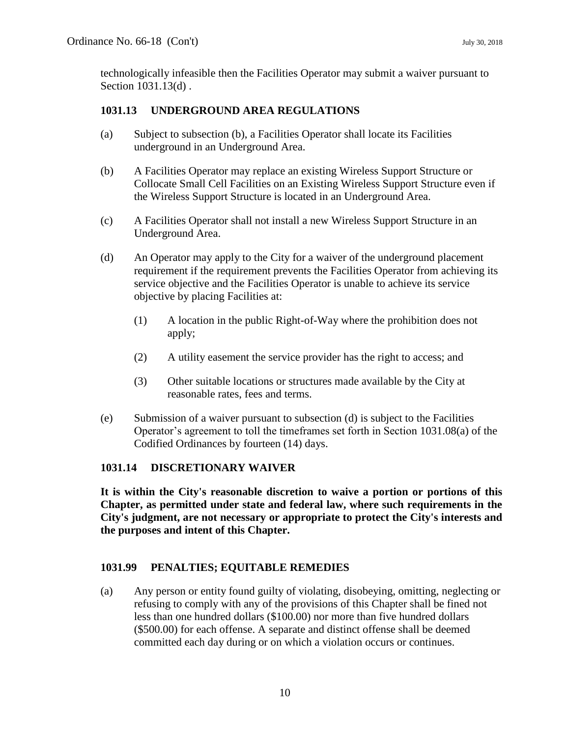technologically infeasible then the Facilities Operator may submit a waiver pursuant to Section 1031.13(d) .

### 1031.13 UNDERGROUND AREA REGULATIONS

(a) Subject to subsection (b), a Facilities Operator shall locate its Facilities underground in an Underground Area.

(b) A Facilities Operator may replace an existing Wireless Support Structure or Collocate Small Cell Facilities on an Existing Wireless Support Structure even if the Wireless Support Structure is located in an Underground Area.

(c) A Facilities Operator shall not install a new Wireless Support Structure in an Underground Area.

(d) An Operator may apply to the City for a waiver of the underground placement requirement if the requirement prevents the Facilities Operator from achieving its service objective and the Facilities Operator is unable to achieve its service objective by placing Facilities at:

(1) A location in the public Right-of-Way where the prohibition does not apply;

(2) A utility easement the service provider has the right to access; and

(3) Other suitable locations or structures made available by the City at reasonable rates, fees and terms.

(e) Submission of a waiver pursuant to subsection (d) is subject to the Facilities Operator's agreement to toll the timeframes set forth in Section 1031.08(a) of the Codified Ordinances by fourteen (14) days.

### 1031.14 DISCRETIONARY WAIVER

**It is within the City's reasonable discretion to waive a portion or portions of this Chapter, as permitted under state and federal law, where such requirements in the City's judgment, are not necessary or appropriate to protect the City's interests and the purposes and intent of this Chapter.**

### 1031.99 PENALTIES; EQUITABLE REMEDIES

(a) Any person or entity found guilty of violating, disobeying, omitting, neglecting or refusing to comply with any of the provisions of this Chapter shall be fined not less than one hundred dollars ($100.00) nor more than five hundred dollars ($500.00) for each offense. A separate and distinct offense shall be deemed committed each day during or on which a violation occurs or continues.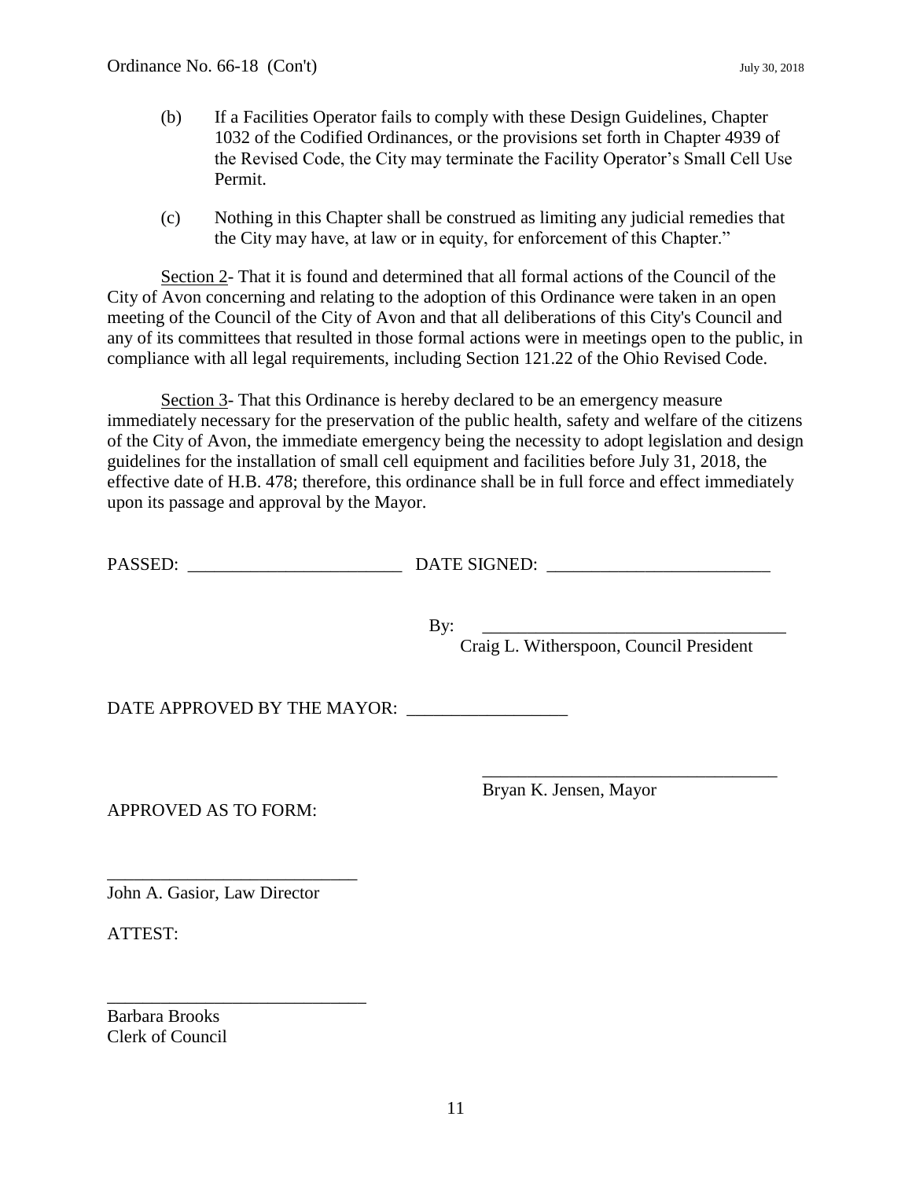(b) If a Facilities Operator fails to comply with these Design Guidelines, Chapter 1032 of the Codified Ordinances, or the provisions set forth in Chapter 4939 of the Revised Code, the City may terminate the Facility Operator's Small Cell Use Permit.

(c) Nothing in this Chapter shall be construed as limiting any judicial remedies that the City may have, at law or in equity, for enforcement of this Chapter."

Section 2- That it is found and determined that all formal actions of the Council of the City of Avon concerning and relating to the adoption of this Ordinance were taken in an open meeting of the Council of the City of Avon and that all deliberations of this City's Council and any of its committees that resulted in those formal actions were in meetings open to the public, in compliance with all legal requirements, including Section 121.22 of the Ohio Revised Code.

Section 3- That this Ordinance is hereby declared to be an emergency measure immediately necessary for the preservation of the public health, safety and welfare of the citizens of the City of Avon, the immediate emergency being the necessity to adopt legislation and design guidelines for the installation of small cell equipment and facilities before July 31, 2018, the effective date of H.B. 478; therefore, this ordinance shall be in full force and effect immediately upon its passage and approval by the Mayor.

PASSED: ________________________ DATE SIGNED: ________________________

By: __________________________________
Craig L. Witherspoon, Council President

DATE APPROVED BY THE MAYOR: __________________

__________________________________
Bryan K. Jensen, Mayor

APPROVED AS TO FORM:

___________________________
John A. Gasior, Law Director

ATTEST:

_____________________________
Barbara Brooks
Clerk of Council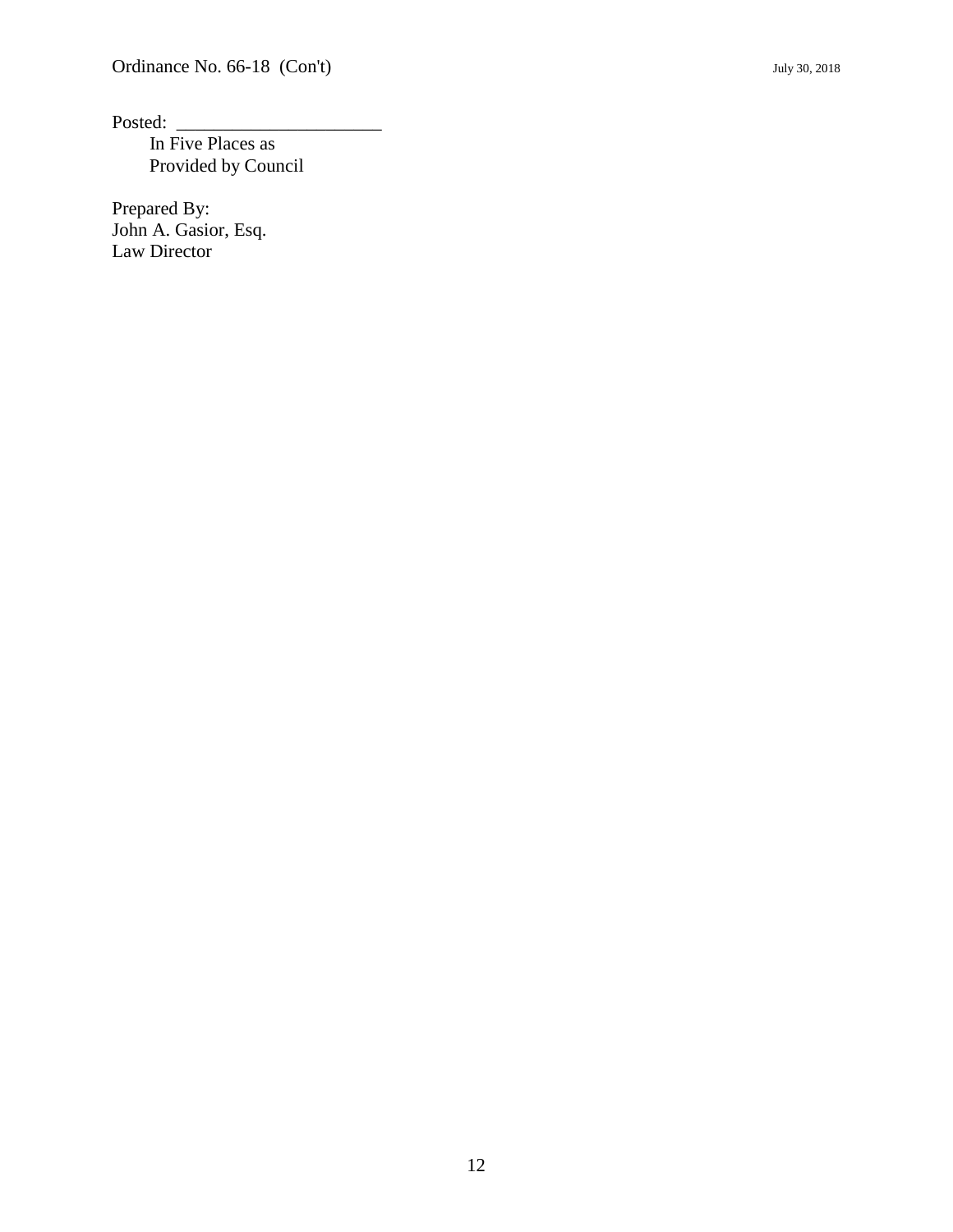Posted: ______________________

In Five Places as
Provided by Council

Prepared By:
John A. Gasior, Esq.
Law Director